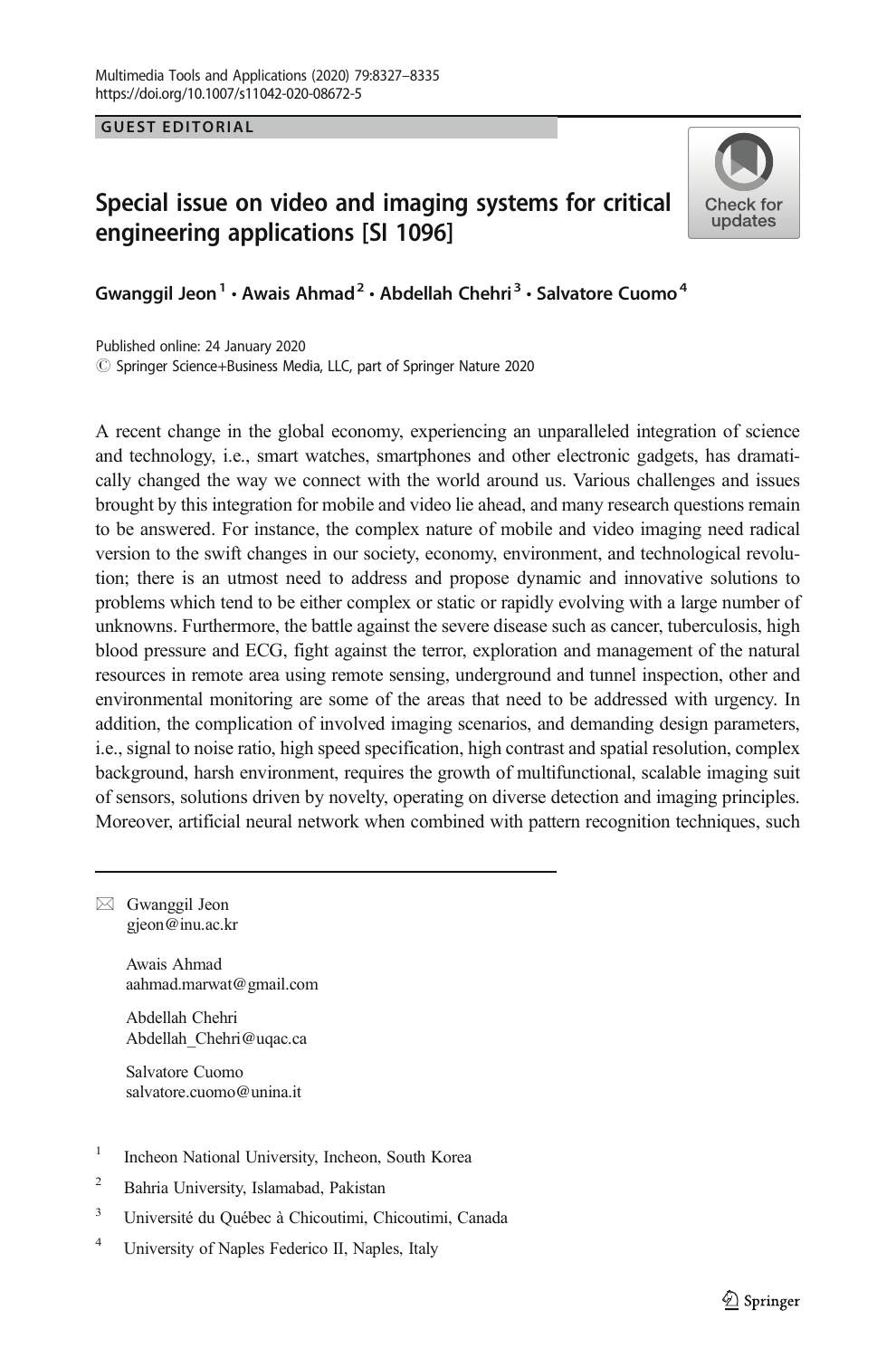GUEST EDITORIAL

# Special issue on video and imaging systems for critical engineering applications [SI 1096]

Gwanggil Jeon[1] · Awais Ahmad[2] · Abdellah Chehri[3] · Salvatore Cuomo[4]

Published online: 24 January 2020
© Springer Science+Business Media, LLC, part of Springer Nature 2020

A recent change in the global economy, experiencing an unparalleled integration of science and technology, i.e., smart watches, smartphones and other electronic gadgets, has dramatically changed the way we connect with the world around us. Various challenges and issues brought by this integration for mobile and video lie ahead, and many research questions remain to be answered. For instance, the complex nature of mobile and video imaging need radical version to the swift changes in our society, economy, environment, and technological revolution; there is an utmost need to address and propose dynamic and innovative solutions to problems which tend to be either complex or static or rapidly evolving with a large number of unknowns. Furthermore, the battle against the severe disease such as cancer, tuberculosis, high blood pressure and ECG, fight against the terror, exploration and management of the natural resources in remote area using remote sensing, underground and tunnel inspection, other and environmental monitoring are some of the areas that need to be addressed with urgency. In addition, the complication of involved imaging scenarios, and demanding design parameters, i.e., signal to noise ratio, high speed specification, high contrast and spatial resolution, complex background, harsh environment, requires the growth of multifunctional, scalable imaging suit of sensors, solutions driven by novelty, operating on diverse detection and imaging principles. Moreover, artificial neural network when combined with pattern recognition techniques, such

---

✉ Gwanggil Jeon
gjeon@inu.ac.kr

Awais Ahmad
aahmad.marwat@gmail.com

Abdellah Chehri
Abdellah_Chehri@uqac.ca

Salvatore Cuomo
salvatore.cuomo@unina.it

[1] Incheon National University, Incheon, South Korea

[2] Bahria University, Islamabad, Pakistan

[3] Université du Québec à Chicoutimi, Chicoutimi, Canada

[4] University of Naples Federico II, Naples, Italy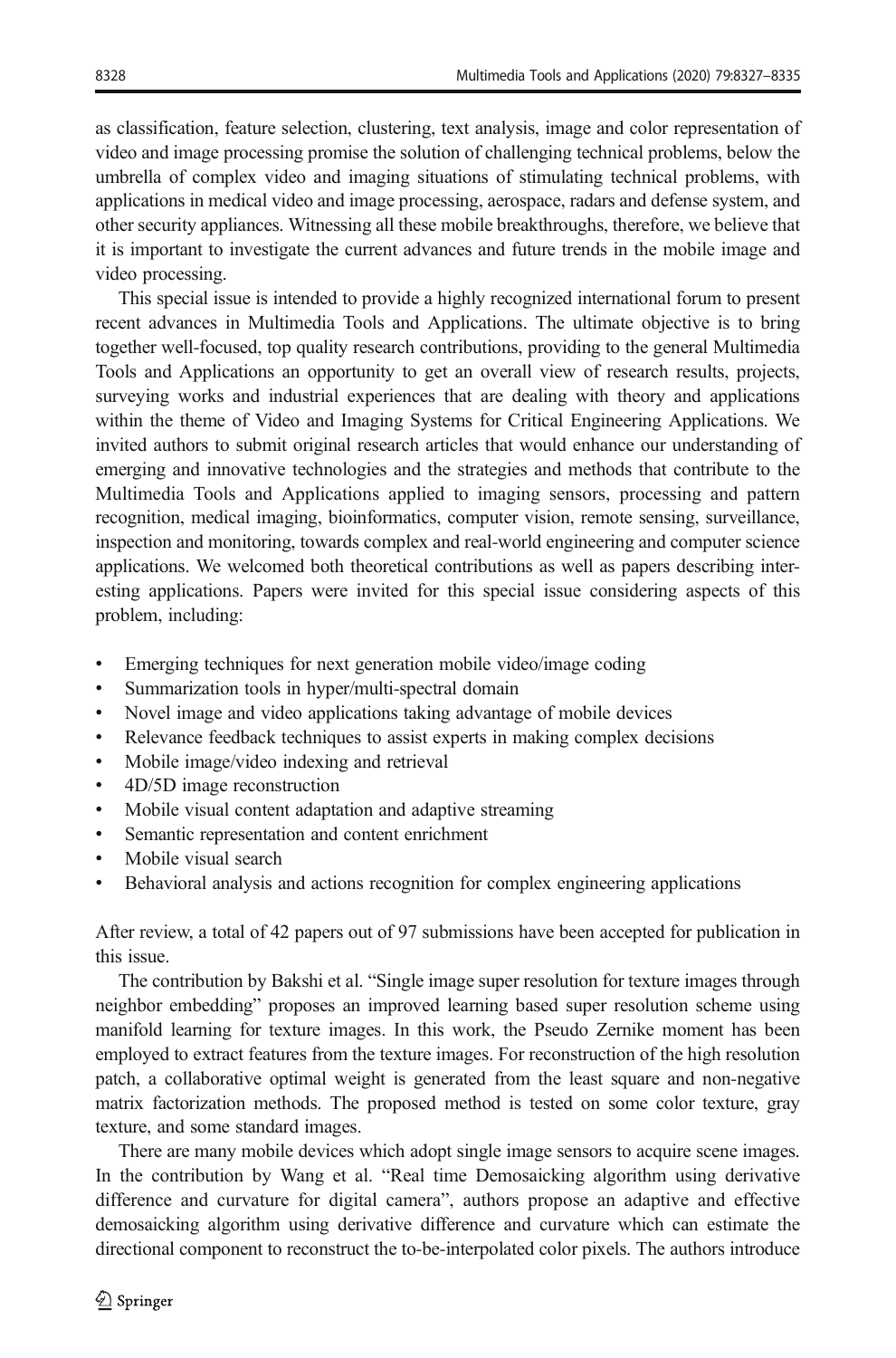as classification, feature selection, clustering, text analysis, image and color representation of video and image processing promise the solution of challenging technical problems, below the umbrella of complex video and imaging situations of stimulating technical problems, with applications in medical video and image processing, aerospace, radars and defense system, and other security appliances. Witnessing all these mobile breakthroughs, therefore, we believe that it is important to investigate the current advances and future trends in the mobile image and video processing.

This special issue is intended to provide a highly recognized international forum to present recent advances in Multimedia Tools and Applications. The ultimate objective is to bring together well-focused, top quality research contributions, providing to the general Multimedia Tools and Applications an opportunity to get an overall view of research results, projects, surveying works and industrial experiences that are dealing with theory and applications within the theme of Video and Imaging Systems for Critical Engineering Applications. We invited authors to submit original research articles that would enhance our understanding of emerging and innovative technologies and the strategies and methods that contribute to the Multimedia Tools and Applications applied to imaging sensors, processing and pattern recognition, medical imaging, bioinformatics, computer vision, remote sensing, surveillance, inspection and monitoring, towards complex and real-world engineering and computer science applications. We welcomed both theoretical contributions as well as papers describing interesting applications. Papers were invited for this special issue considering aspects of this problem, including:

- Emerging techniques for next generation mobile video/image coding
- Summarization tools in hyper/multi-spectral domain
- Novel image and video applications taking advantage of mobile devices
- Relevance feedback techniques to assist experts in making complex decisions
- Mobile image/video indexing and retrieval
- 4D/5D image reconstruction
- Mobile visual content adaptation and adaptive streaming
- Semantic representation and content enrichment
- Mobile visual search
- Behavioral analysis and actions recognition for complex engineering applications

After review, a total of 42 papers out of 97 submissions have been accepted for publication in this issue.

The contribution by Bakshi et al. "Single image super resolution for texture images through neighbor embedding" proposes an improved learning based super resolution scheme using manifold learning for texture images. In this work, the Pseudo Zernike moment has been employed to extract features from the texture images. For reconstruction of the high resolution patch, a collaborative optimal weight is generated from the least square and non-negative matrix factorization methods. The proposed method is tested on some color texture, gray texture, and some standard images.

There are many mobile devices which adopt single image sensors to acquire scene images. In the contribution by Wang et al. "Real time Demosaicking algorithm using derivative difference and curvature for digital camera", authors propose an adaptive and effective demosaicking algorithm using derivative difference and curvature which can estimate the directional component to reconstruct the to-be-interpolated color pixels. The authors introduce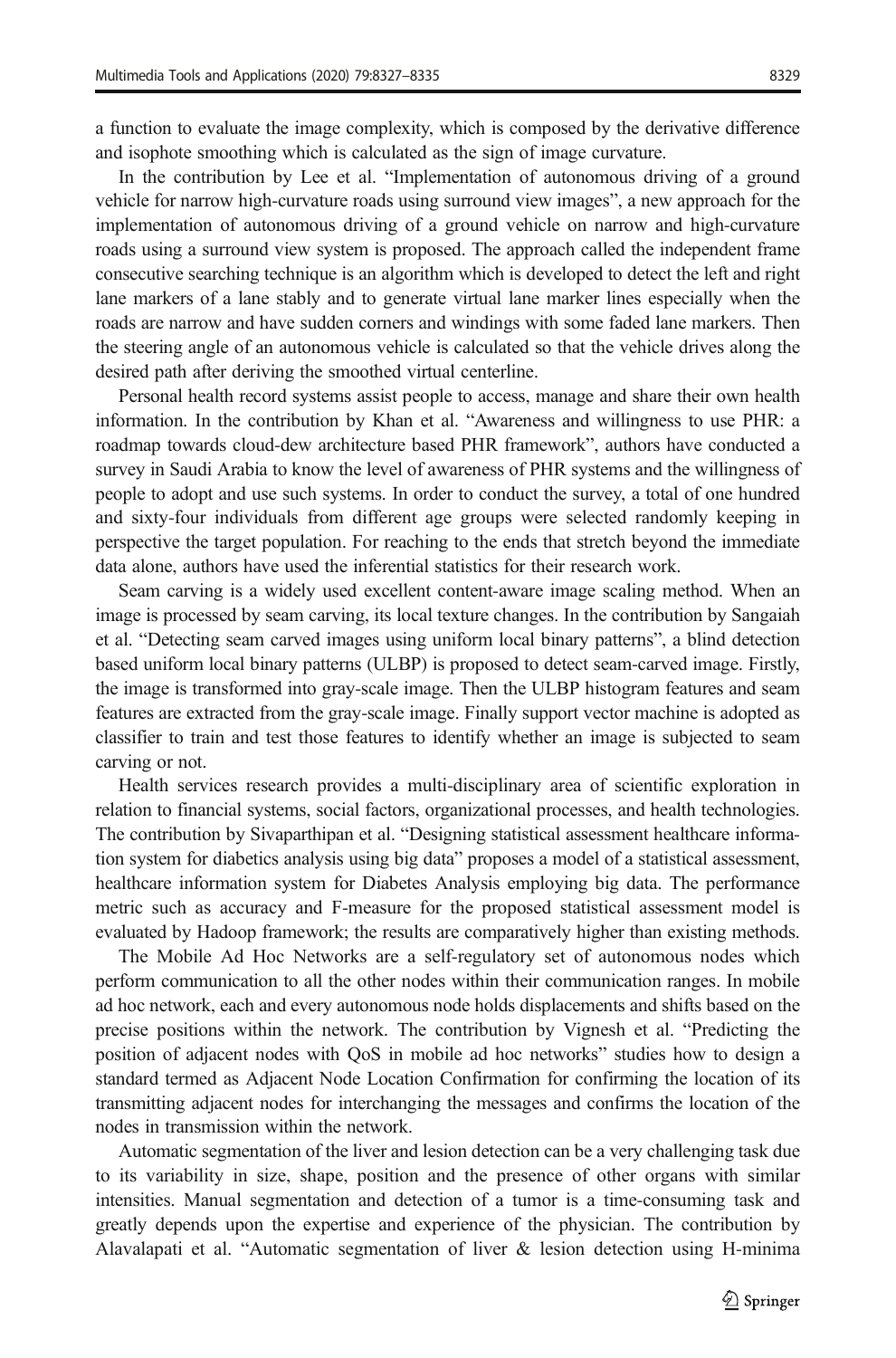a function to evaluate the image complexity, which is composed by the derivative difference and isophote smoothing which is calculated as the sign of image curvature.

In the contribution by Lee et al. "Implementation of autonomous driving of a ground vehicle for narrow high-curvature roads using surround view images", a new approach for the implementation of autonomous driving of a ground vehicle on narrow and high-curvature roads using a surround view system is proposed. The approach called the independent frame consecutive searching technique is an algorithm which is developed to detect the left and right lane markers of a lane stably and to generate virtual lane marker lines especially when the roads are narrow and have sudden corners and windings with some faded lane markers. Then the steering angle of an autonomous vehicle is calculated so that the vehicle drives along the desired path after deriving the smoothed virtual centerline.

Personal health record systems assist people to access, manage and share their own health information. In the contribution by Khan et al. "Awareness and willingness to use PHR: a roadmap towards cloud-dew architecture based PHR framework", authors have conducted a survey in Saudi Arabia to know the level of awareness of PHR systems and the willingness of people to adopt and use such systems. In order to conduct the survey, a total of one hundred and sixty-four individuals from different age groups were selected randomly keeping in perspective the target population. For reaching to the ends that stretch beyond the immediate data alone, authors have used the inferential statistics for their research work.

Seam carving is a widely used excellent content-aware image scaling method. When an image is processed by seam carving, its local texture changes. In the contribution by Sangaiah et al. "Detecting seam carved images using uniform local binary patterns", a blind detection based uniform local binary patterns (ULBP) is proposed to detect seam-carved image. Firstly, the image is transformed into gray-scale image. Then the ULBP histogram features and seam features are extracted from the gray-scale image. Finally support vector machine is adopted as classifier to train and test those features to identify whether an image is subjected to seam carving or not.

Health services research provides a multi-disciplinary area of scientific exploration in relation to financial systems, social factors, organizational processes, and health technologies. The contribution by Sivaparthipan et al. "Designing statistical assessment healthcare information system for diabetics analysis using big data" proposes a model of a statistical assessment, healthcare information system for Diabetes Analysis employing big data. The performance metric such as accuracy and F-measure for the proposed statistical assessment model is evaluated by Hadoop framework; the results are comparatively higher than existing methods.

The Mobile Ad Hoc Networks are a self-regulatory set of autonomous nodes which perform communication to all the other nodes within their communication ranges. In mobile ad hoc network, each and every autonomous node holds displacements and shifts based on the precise positions within the network. The contribution by Vignesh et al. "Predicting the position of adjacent nodes with QoS in mobile ad hoc networks" studies how to design a standard termed as Adjacent Node Location Confirmation for confirming the location of its transmitting adjacent nodes for interchanging the messages and confirms the location of the nodes in transmission within the network.

Automatic segmentation of the liver and lesion detection can be a very challenging task due to its variability in size, shape, position and the presence of other organs with similar intensities. Manual segmentation and detection of a tumor is a time-consuming task and greatly depends upon the expertise and experience of the physician. The contribution by Alavalapati et al. "Automatic segmentation of liver & lesion detection using H-minima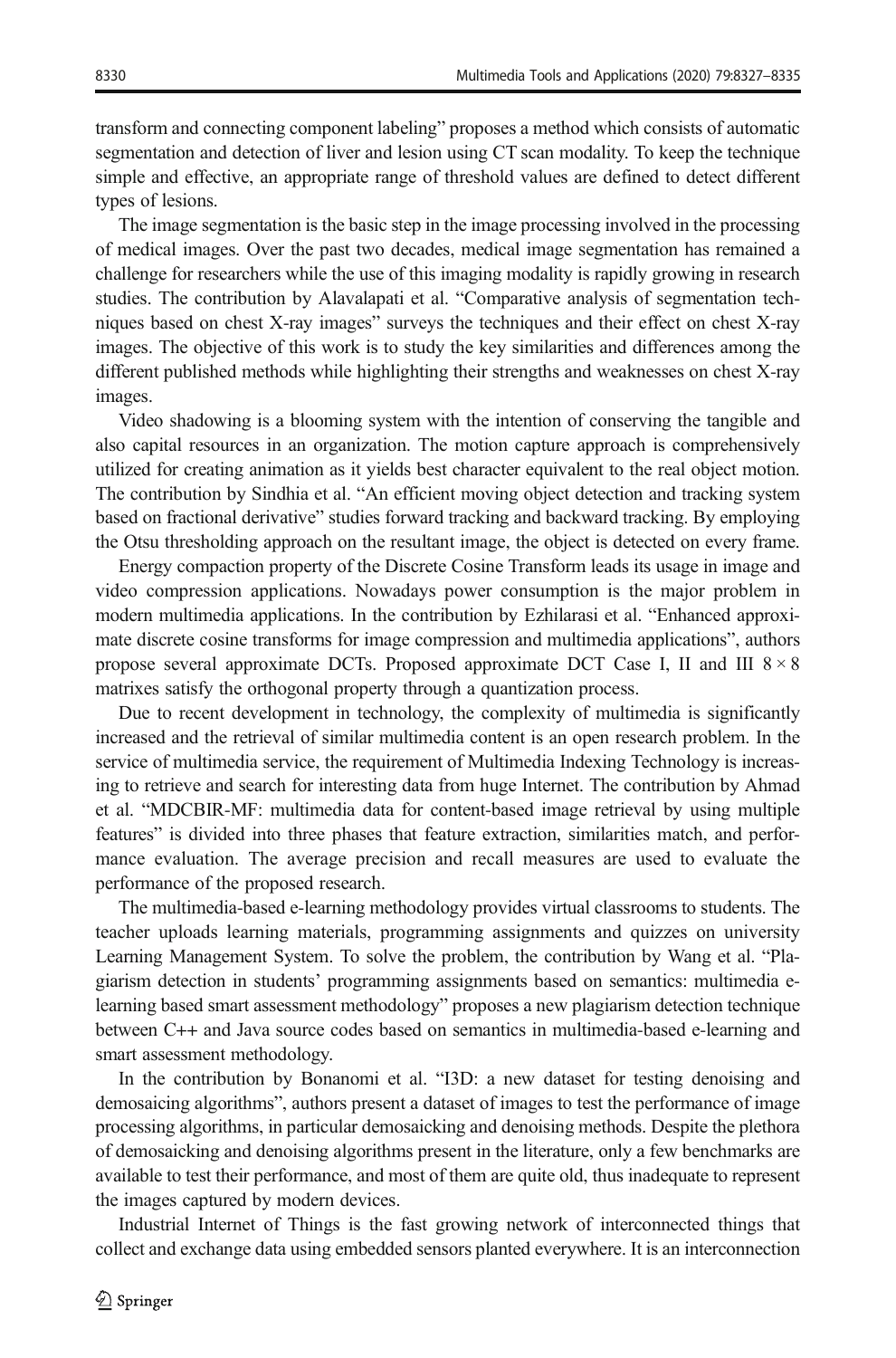transform and connecting component labeling" proposes a method which consists of automatic segmentation and detection of liver and lesion using CT scan modality. To keep the technique simple and effective, an appropriate range of threshold values are defined to detect different types of lesions.

The image segmentation is the basic step in the image processing involved in the processing of medical images. Over the past two decades, medical image segmentation has remained a challenge for researchers while the use of this imaging modality is rapidly growing in research studies. The contribution by Alavalapati et al. "Comparative analysis of segmentation techniques based on chest X-ray images" surveys the techniques and their effect on chest X-ray images. The objective of this work is to study the key similarities and differences among the different published methods while highlighting their strengths and weaknesses on chest X-ray images.

Video shadowing is a blooming system with the intention of conserving the tangible and also capital resources in an organization. The motion capture approach is comprehensively utilized for creating animation as it yields best character equivalent to the real object motion. The contribution by Sindhia et al. "An efficient moving object detection and tracking system based on fractional derivative" studies forward tracking and backward tracking. By employing the Otsu thresholding approach on the resultant image, the object is detected on every frame.

Energy compaction property of the Discrete Cosine Transform leads its usage in image and video compression applications. Nowadays power consumption is the major problem in modern multimedia applications. In the contribution by Ezhilarasi et al. "Enhanced approximate discrete cosine transforms for image compression and multimedia applications", authors propose several approximate DCTs. Proposed approximate DCT Case I, II and III $8 \times 8$ matrixes satisfy the orthogonal property through a quantization process.

Due to recent development in technology, the complexity of multimedia is significantly increased and the retrieval of similar multimedia content is an open research problem. In the service of multimedia service, the requirement of Multimedia Indexing Technology is increasing to retrieve and search for interesting data from huge Internet. The contribution by Ahmad et al. "MDCBIR-MF: multimedia data for content-based image retrieval by using multiple features" is divided into three phases that feature extraction, similarities match, and performance evaluation. The average precision and recall measures are used to evaluate the performance of the proposed research.

The multimedia-based e-learning methodology provides virtual classrooms to students. The teacher uploads learning materials, programming assignments and quizzes on university Learning Management System. To solve the problem, the contribution by Wang et al. "Plagiarism detection in students' programming assignments based on semantics: multimedia e-learning based smart assessment methodology" proposes a new plagiarism detection technique between C++ and Java source codes based on semantics in multimedia-based e-learning and smart assessment methodology.

In the contribution by Bonanomi et al. "I3D: a new dataset for testing denoising and demosaicing algorithms", authors present a dataset of images to test the performance of image processing algorithms, in particular demosaicking and denoising methods. Despite the plethora of demosaicking and denoising algorithms present in the literature, only a few benchmarks are available to test their performance, and most of them are quite old, thus inadequate to represent the images captured by modern devices.

Industrial Internet of Things is the fast growing network of interconnected things that collect and exchange data using embedded sensors planted everywhere. It is an interconnection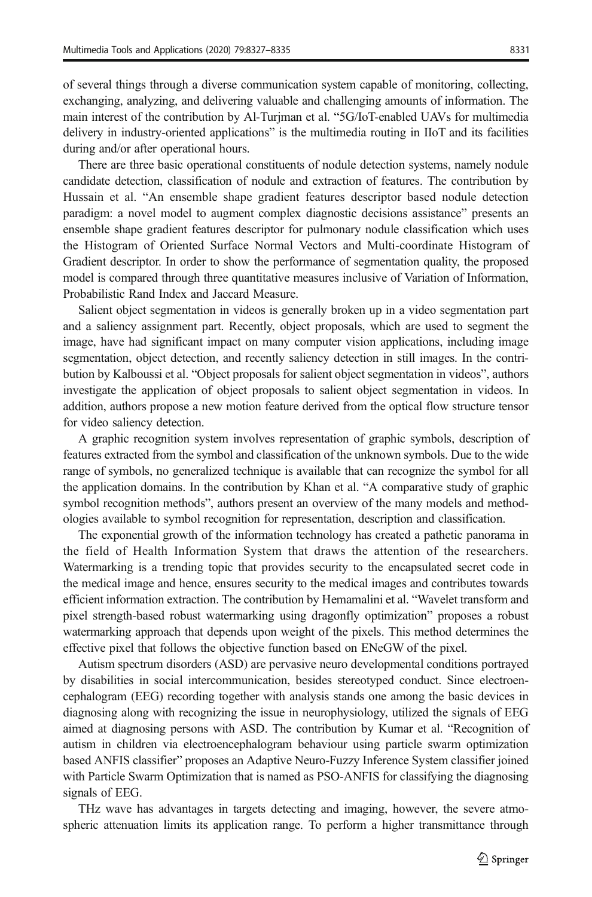of several things through a diverse communication system capable of monitoring, collecting, exchanging, analyzing, and delivering valuable and challenging amounts of information. The main interest of the contribution by Al-Turjman et al. "5G/IoT-enabled UAVs for multimedia delivery in industry-oriented applications" is the multimedia routing in IIoT and its facilities during and/or after operational hours.

There are three basic operational constituents of nodule detection systems, namely nodule candidate detection, classification of nodule and extraction of features. The contribution by Hussain et al. "An ensemble shape gradient features descriptor based nodule detection paradigm: a novel model to augment complex diagnostic decisions assistance" presents an ensemble shape gradient features descriptor for pulmonary nodule classification which uses the Histogram of Oriented Surface Normal Vectors and Multi-coordinate Histogram of Gradient descriptor. In order to show the performance of segmentation quality, the proposed model is compared through three quantitative measures inclusive of Variation of Information, Probabilistic Rand Index and Jaccard Measure.

Salient object segmentation in videos is generally broken up in a video segmentation part and a saliency assignment part. Recently, object proposals, which are used to segment the image, have had significant impact on many computer vision applications, including image segmentation, object detection, and recently saliency detection in still images. In the contribution by Kalboussi et al. "Object proposals for salient object segmentation in videos", authors investigate the application of object proposals to salient object segmentation in videos. In addition, authors propose a new motion feature derived from the optical flow structure tensor for video saliency detection.

A graphic recognition system involves representation of graphic symbols, description of features extracted from the symbol and classification of the unknown symbols. Due to the wide range of symbols, no generalized technique is available that can recognize the symbol for all the application domains. In the contribution by Khan et al. "A comparative study of graphic symbol recognition methods", authors present an overview of the many models and methodologies available to symbol recognition for representation, description and classification.

The exponential growth of the information technology has created a pathetic panorama in the field of Health Information System that draws the attention of the researchers. Watermarking is a trending topic that provides security to the encapsulated secret code in the medical image and hence, ensures security to the medical images and contributes towards efficient information extraction. The contribution by Hemamalini et al. "Wavelet transform and pixel strength-based robust watermarking using dragonfly optimization" proposes a robust watermarking approach that depends upon weight of the pixels. This method determines the effective pixel that follows the objective function based on ENeGW of the pixel.

Autism spectrum disorders (ASD) are pervasive neuro developmental conditions portrayed by disabilities in social intercommunication, besides stereotyped conduct. Since electroencephalogram (EEG) recording together with analysis stands one among the basic devices in diagnosing along with recognizing the issue in neurophysiology, utilized the signals of EEG aimed at diagnosing persons with ASD. The contribution by Kumar et al. "Recognition of autism in children via electroencephalogram behaviour using particle swarm optimization based ANFIS classifier" proposes an Adaptive Neuro-Fuzzy Inference System classifier joined with Particle Swarm Optimization that is named as PSO-ANFIS for classifying the diagnosing signals of EEG.

THz wave has advantages in targets detecting and imaging, however, the severe atmospheric attenuation limits its application range. To perform a higher transmittance through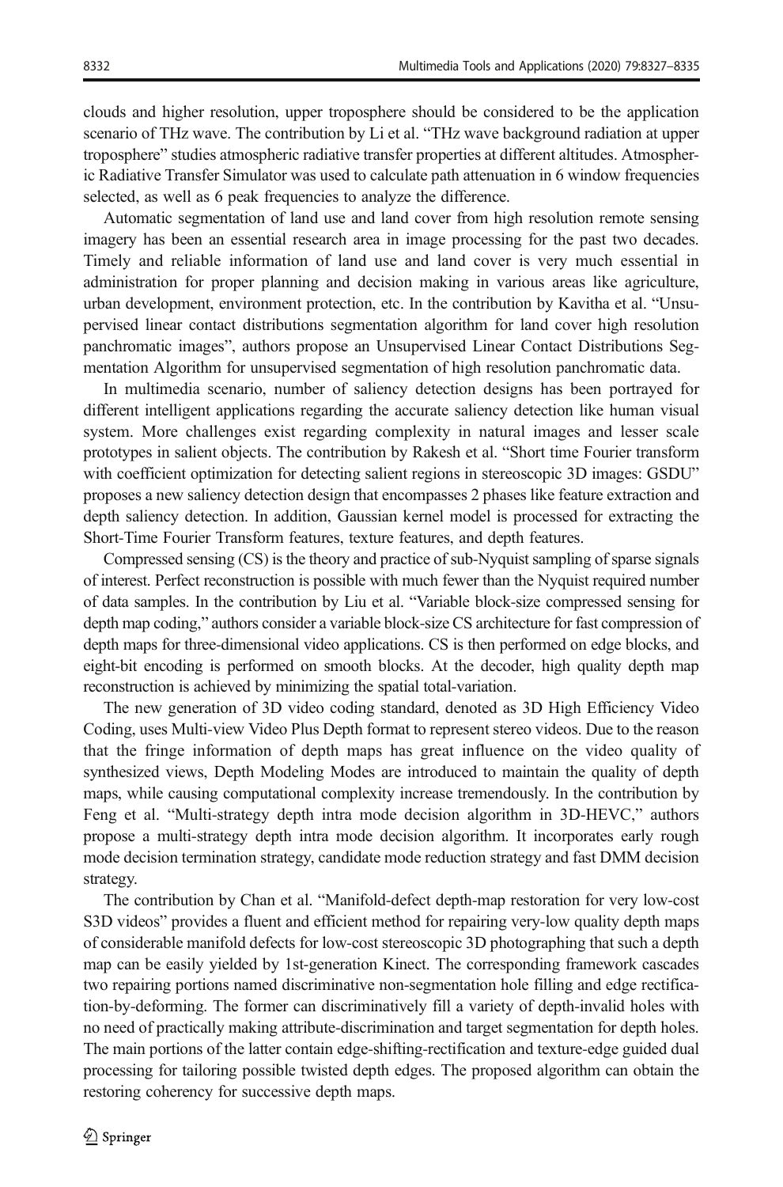clouds and higher resolution, upper troposphere should be considered to be the application scenario of THz wave. The contribution by Li et al. "THz wave background radiation at upper troposphere" studies atmospheric radiative transfer properties at different altitudes. Atmospheric Radiative Transfer Simulator was used to calculate path attenuation in 6 window frequencies selected, as well as 6 peak frequencies to analyze the difference.

Automatic segmentation of land use and land cover from high resolution remote sensing imagery has been an essential research area in image processing for the past two decades. Timely and reliable information of land use and land cover is very much essential in administration for proper planning and decision making in various areas like agriculture, urban development, environment protection, etc. In the contribution by Kavitha et al. "Unsupervised linear contact distributions segmentation algorithm for land cover high resolution panchromatic images", authors propose an Unsupervised Linear Contact Distributions Segmentation Algorithm for unsupervised segmentation of high resolution panchromatic data.

In multimedia scenario, number of saliency detection designs has been portrayed for different intelligent applications regarding the accurate saliency detection like human visual system. More challenges exist regarding complexity in natural images and lesser scale prototypes in salient objects. The contribution by Rakesh et al. "Short time Fourier transform with coefficient optimization for detecting salient regions in stereoscopic 3D images: GSDU" proposes a new saliency detection design that encompasses 2 phases like feature extraction and depth saliency detection. In addition, Gaussian kernel model is processed for extracting the Short-Time Fourier Transform features, texture features, and depth features.

Compressed sensing (CS) is the theory and practice of sub-Nyquist sampling of sparse signals of interest. Perfect reconstruction is possible with much fewer than the Nyquist required number of data samples. In the contribution by Liu et al. "Variable block-size compressed sensing for depth map coding," authors consider a variable block-size CS architecture for fast compression of depth maps for three-dimensional video applications. CS is then performed on edge blocks, and eight-bit encoding is performed on smooth blocks. At the decoder, high quality depth map reconstruction is achieved by minimizing the spatial total-variation.

The new generation of 3D video coding standard, denoted as 3D High Efficiency Video Coding, uses Multi-view Video Plus Depth format to represent stereo videos. Due to the reason that the fringe information of depth maps has great influence on the video quality of synthesized views, Depth Modeling Modes are introduced to maintain the quality of depth maps, while causing computational complexity increase tremendously. In the contribution by Feng et al. "Multi-strategy depth intra mode decision algorithm in 3D-HEVC," authors propose a multi-strategy depth intra mode decision algorithm. It incorporates early rough mode decision termination strategy, candidate mode reduction strategy and fast DMM decision strategy.

The contribution by Chan et al. "Manifold-defect depth-map restoration for very low-cost S3D videos" provides a fluent and efficient method for repairing very-low quality depth maps of considerable manifold defects for low-cost stereoscopic 3D photographing that such a depth map can be easily yielded by 1st-generation Kinect. The corresponding framework cascades two repairing portions named discriminative non-segmentation hole filling and edge rectification-by-deforming. The former can discriminatively fill a variety of depth-invalid holes with no need of practically making attribute-discrimination and target segmentation for depth holes. The main portions of the latter contain edge-shifting-rectification and texture-edge guided dual processing for tailoring possible twisted depth edges. The proposed algorithm can obtain the restoring coherency for successive depth maps.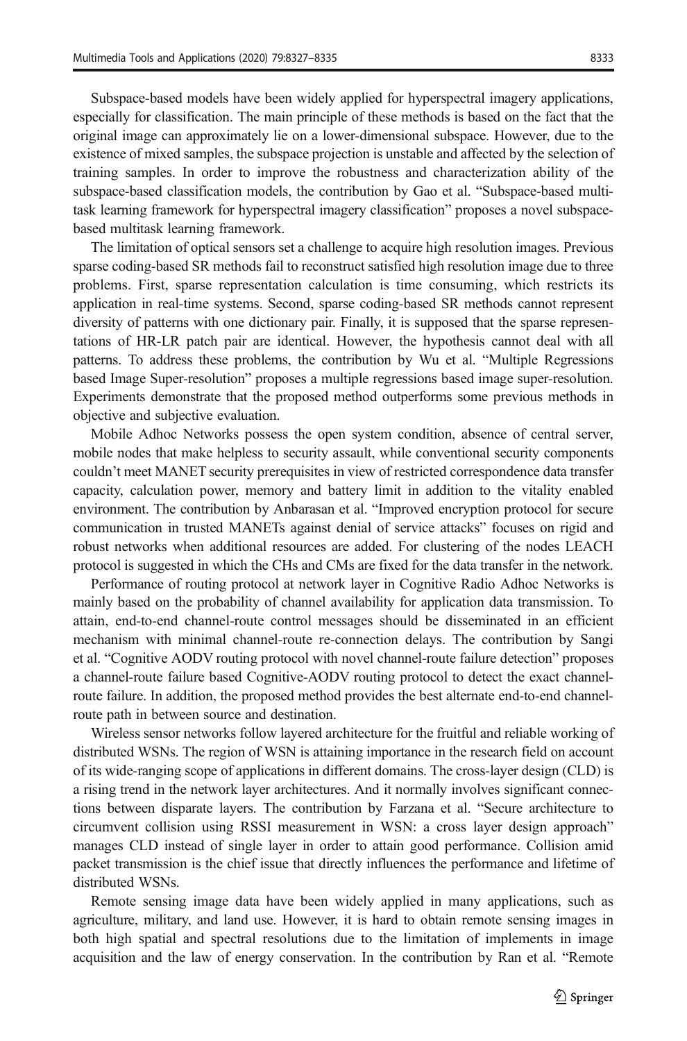Subspace-based models have been widely applied for hyperspectral imagery applications, especially for classification. The main principle of these methods is based on the fact that the original image can approximately lie on a lower-dimensional subspace. However, due to the existence of mixed samples, the subspace projection is unstable and affected by the selection of training samples. In order to improve the robustness and characterization ability of the subspace-based classification models, the contribution by Gao et al. "Subspace-based multi-task learning framework for hyperspectral imagery classification" proposes a novel subspace-based multitask learning framework.

The limitation of optical sensors set a challenge to acquire high resolution images. Previous sparse coding-based SR methods fail to reconstruct satisfied high resolution image due to three problems. First, sparse representation calculation is time consuming, which restricts its application in real-time systems. Second, sparse coding-based SR methods cannot represent diversity of patterns with one dictionary pair. Finally, it is supposed that the sparse representations of HR-LR patch pair are identical. However, the hypothesis cannot deal with all patterns. To address these problems, the contribution by Wu et al. "Multiple Regressions based Image Super-resolution" proposes a multiple regressions based image super-resolution. Experiments demonstrate that the proposed method outperforms some previous methods in objective and subjective evaluation.

Mobile Adhoc Networks possess the open system condition, absence of central server, mobile nodes that make helpless to security assault, while conventional security components couldn't meet MANET security prerequisites in view of restricted correspondence data transfer capacity, calculation power, memory and battery limit in addition to the vitality enabled environment. The contribution by Anbarasan et al. "Improved encryption protocol for secure communication in trusted MANETs against denial of service attacks" focuses on rigid and robust networks when additional resources are added. For clustering of the nodes LEACH protocol is suggested in which the CHs and CMs are fixed for the data transfer in the network.

Performance of routing protocol at network layer in Cognitive Radio Adhoc Networks is mainly based on the probability of channel availability for application data transmission. To attain, end-to-end channel-route control messages should be disseminated in an efficient mechanism with minimal channel-route re-connection delays. The contribution by Sangi et al. "Cognitive AODV routing protocol with novel channel-route failure detection" proposes a channel-route failure based Cognitive-AODV routing protocol to detect the exact channel-route failure. In addition, the proposed method provides the best alternate end-to-end channel-route path in between source and destination.

Wireless sensor networks follow layered architecture for the fruitful and reliable working of distributed WSNs. The region of WSN is attaining importance in the research field on account of its wide-ranging scope of applications in different domains. The cross-layer design (CLD) is a rising trend in the network layer architectures. And it normally involves significant connections between disparate layers. The contribution by Farzana et al. "Secure architecture to circumvent collision using RSSI measurement in WSN: a cross layer design approach" manages CLD instead of single layer in order to attain good performance. Collision amid packet transmission is the chief issue that directly influences the performance and lifetime of distributed WSNs.

Remote sensing image data have been widely applied in many applications, such as agriculture, military, and land use. However, it is hard to obtain remote sensing images in both high spatial and spectral resolutions due to the limitation of implements in image acquisition and the law of energy conservation. In the contribution by Ran et al. "Remote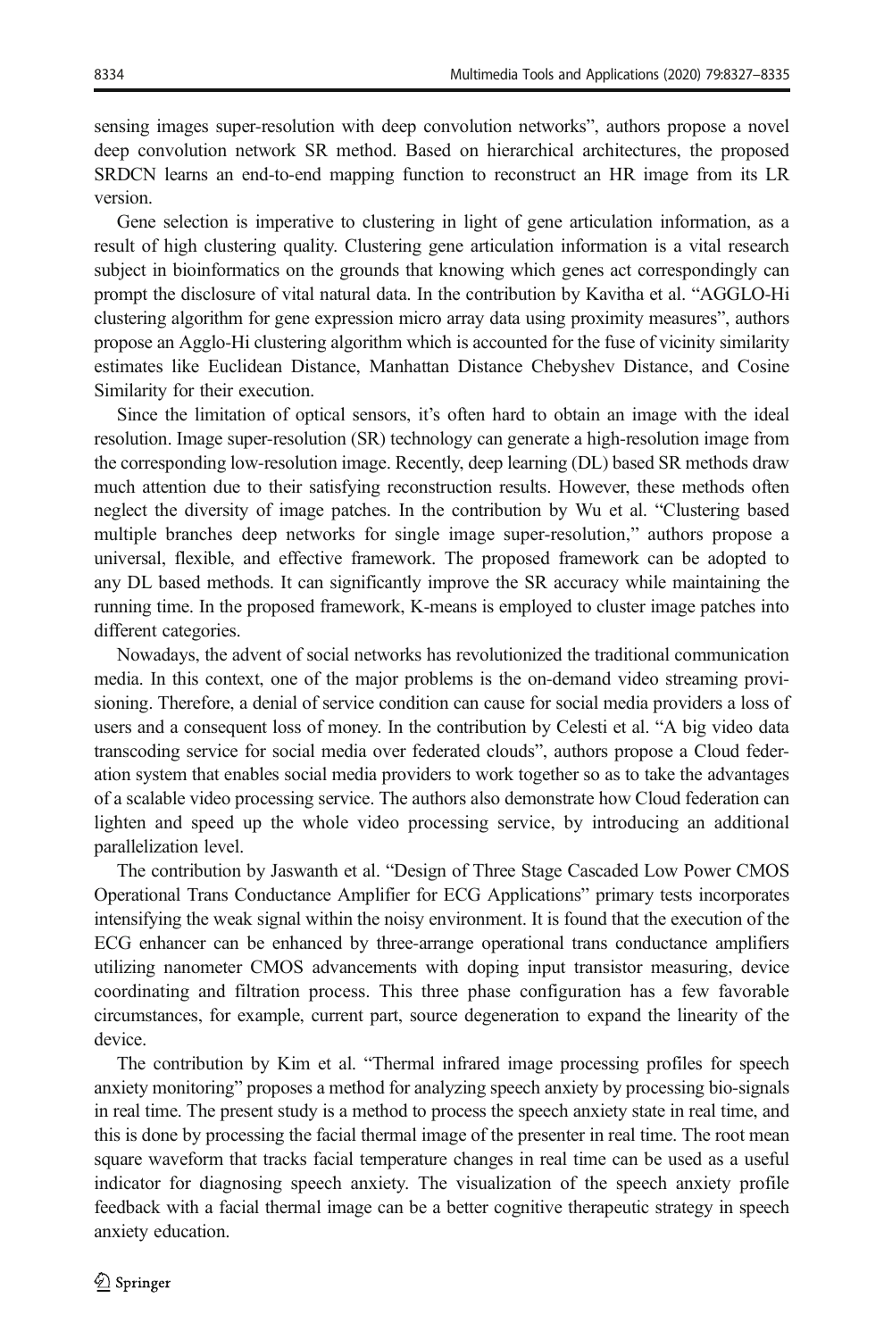sensing images super-resolution with deep convolution networks", authors propose a novel deep convolution network SR method. Based on hierarchical architectures, the proposed SRDCN learns an end-to-end mapping function to reconstruct an HR image from its LR version.

Gene selection is imperative to clustering in light of gene articulation information, as a result of high clustering quality. Clustering gene articulation information is a vital research subject in bioinformatics on the grounds that knowing which genes act correspondingly can prompt the disclosure of vital natural data. In the contribution by Kavitha et al. "AGGLO-Hi clustering algorithm for gene expression micro array data using proximity measures", authors propose an Agglo-Hi clustering algorithm which is accounted for the fuse of vicinity similarity estimates like Euclidean Distance, Manhattan Distance Chebyshev Distance, and Cosine Similarity for their execution.

Since the limitation of optical sensors, it's often hard to obtain an image with the ideal resolution. Image super-resolution (SR) technology can generate a high-resolution image from the corresponding low-resolution image. Recently, deep learning (DL) based SR methods draw much attention due to their satisfying reconstruction results. However, these methods often neglect the diversity of image patches. In the contribution by Wu et al. "Clustering based multiple branches deep networks for single image super-resolution," authors propose a universal, flexible, and effective framework. The proposed framework can be adopted to any DL based methods. It can significantly improve the SR accuracy while maintaining the running time. In the proposed framework, K-means is employed to cluster image patches into different categories.

Nowadays, the advent of social networks has revolutionized the traditional communication media. In this context, one of the major problems is the on-demand video streaming provisioning. Therefore, a denial of service condition can cause for social media providers a loss of users and a consequent loss of money. In the contribution by Celesti et al. "A big video data transcoding service for social media over federated clouds", authors propose a Cloud federation system that enables social media providers to work together so as to take the advantages of a scalable video processing service. The authors also demonstrate how Cloud federation can lighten and speed up the whole video processing service, by introducing an additional parallelization level.

The contribution by Jaswanth et al. "Design of Three Stage Cascaded Low Power CMOS Operational Trans Conductance Amplifier for ECG Applications" primary tests incorporates intensifying the weak signal within the noisy environment. It is found that the execution of the ECG enhancer can be enhanced by three-arrange operational trans conductance amplifiers utilizing nanometer CMOS advancements with doping input transistor measuring, device coordinating and filtration process. This three phase configuration has a few favorable circumstances, for example, current part, source degeneration to expand the linearity of the device.

The contribution by Kim et al. "Thermal infrared image processing profiles for speech anxiety monitoring" proposes a method for analyzing speech anxiety by processing bio-signals in real time. The present study is a method to process the speech anxiety state in real time, and this is done by processing the facial thermal image of the presenter in real time. The root mean square waveform that tracks facial temperature changes in real time can be used as a useful indicator for diagnosing speech anxiety. The visualization of the speech anxiety profile feedback with a facial thermal image can be a better cognitive therapeutic strategy in speech anxiety education.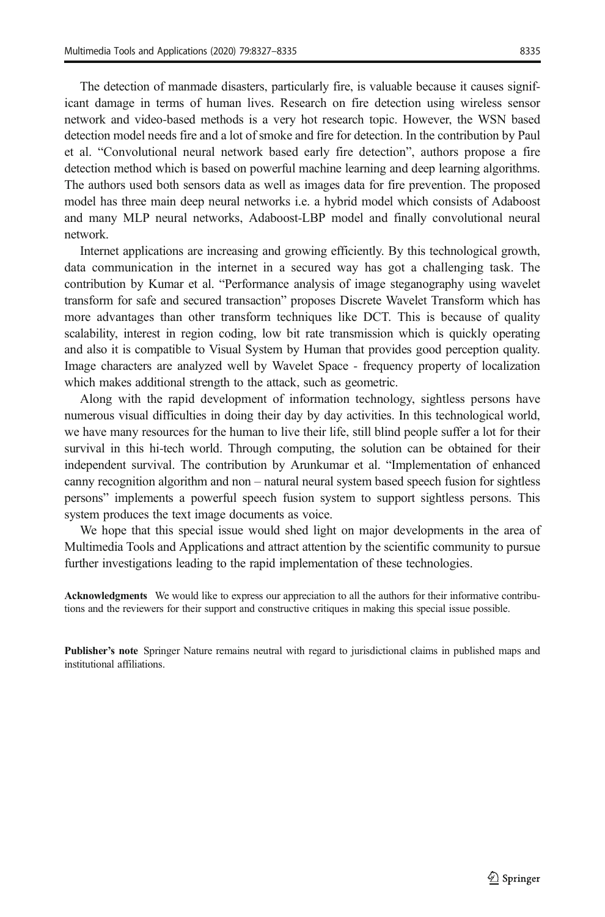The detection of manmade disasters, particularly fire, is valuable because it causes significant damage in terms of human lives. Research on fire detection using wireless sensor network and video-based methods is a very hot research topic. However, the WSN based detection model needs fire and a lot of smoke and fire for detection. In the contribution by Paul et al. "Convolutional neural network based early fire detection", authors propose a fire detection method which is based on powerful machine learning and deep learning algorithms. The authors used both sensors data as well as images data for fire prevention. The proposed model has three main deep neural networks i.e. a hybrid model which consists of Adaboost and many MLP neural networks, Adaboost-LBP model and finally convolutional neural network.

Internet applications are increasing and growing efficiently. By this technological growth, data communication in the internet in a secured way has got a challenging task. The contribution by Kumar et al. "Performance analysis of image steganography using wavelet transform for safe and secured transaction" proposes Discrete Wavelet Transform which has more advantages than other transform techniques like DCT. This is because of quality scalability, interest in region coding, low bit rate transmission which is quickly operating and also it is compatible to Visual System by Human that provides good perception quality. Image characters are analyzed well by Wavelet Space - frequency property of localization which makes additional strength to the attack, such as geometric.

Along with the rapid development of information technology, sightless persons have numerous visual difficulties in doing their day by day activities. In this technological world, we have many resources for the human to live their life, still blind people suffer a lot for their survival in this hi-tech world. Through computing, the solution can be obtained for their independent survival. The contribution by Arunkumar et al. "Implementation of enhanced canny recognition algorithm and non – natural neural system based speech fusion for sightless persons" implements a powerful speech fusion system to support sightless persons. This system produces the text image documents as voice.

We hope that this special issue would shed light on major developments in the area of Multimedia Tools and Applications and attract attention by the scientific community to pursue further investigations leading to the rapid implementation of these technologies.

**Acknowledgments** We would like to express our appreciation to all the authors for their informative contributions and the reviewers for their support and constructive critiques in making this special issue possible.

**Publisher's note** Springer Nature remains neutral with regard to jurisdictional claims in published maps and institutional affiliations.